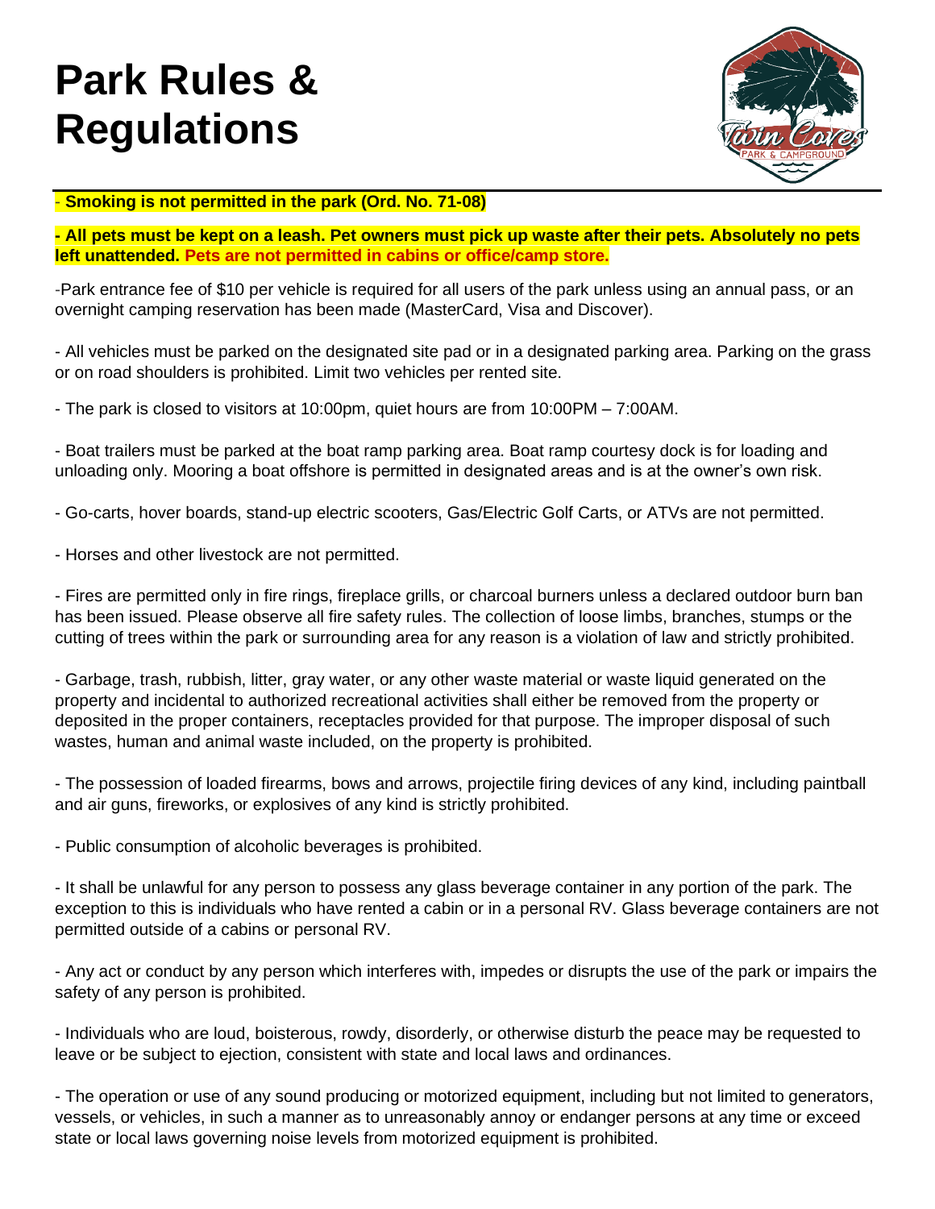# Park Rules & Regulations

- **Smoking is not permitted in the park (Ord. No. 71-08)**

**- All pets must be kept on a leash. Pet owners must pick up waste after their pets. Absolutely no pets left unattended. Pets are not permitted in cabins or office/camp store.**

-Park entrance fee of $10 per vehicle is required for all users of the park unless using an annual pass, or an overnight camping reservation has been made (MasterCard, Visa and Discover).

- All vehicles must be parked on the designated site pad or in a designated parking area. Parking on the grass or on road shoulders is prohibited. Limit two vehicles per rented site.

- The park is closed to visitors at 10:00pm, quiet hours are from 10:00PM – 7:00AM.

- Boat trailers must be parked at the boat ramp parking area. Boat ramp courtesy dock is for loading and unloading only. Mooring a boat offshore is permitted in designated areas and is at the owner's own risk.

- Go-carts, hover boards, stand-up electric scooters, Gas/Electric Golf Carts, or ATVs are not permitted.

- Horses and other livestock are not permitted.

- Fires are permitted only in fire rings, fireplace grills, or charcoal burners unless a declared outdoor burn ban has been issued. Please observe all fire safety rules. The collection of loose limbs, branches, stumps or the cutting of trees within the park or surrounding area for any reason is a violation of law and strictly prohibited.

- Garbage, trash, rubbish, litter, gray water, or any other waste material or waste liquid generated on the property and incidental to authorized recreational activities shall either be removed from the property or deposited in the proper containers, receptacles provided for that purpose. The improper disposal of such wastes, human and animal waste included, on the property is prohibited.

- The possession of loaded firearms, bows and arrows, projectile firing devices of any kind, including paintball and air guns, fireworks, or explosives of any kind is strictly prohibited.

- Public consumption of alcoholic beverages is prohibited.

- It shall be unlawful for any person to possess any glass beverage container in any portion of the park. The exception to this is individuals who have rented a cabin or in a personal RV. Glass beverage containers are not permitted outside of a cabins or personal RV.

- Any act or conduct by any person which interferes with, impedes or disrupts the use of the park or impairs the safety of any person is prohibited.

- Individuals who are loud, boisterous, rowdy, disorderly, or otherwise disturb the peace may be requested to leave or be subject to ejection, consistent with state and local laws and ordinances.

- The operation or use of any sound producing or motorized equipment, including but not limited to generators, vessels, or vehicles, in such a manner as to unreasonably annoy or endanger persons at any time or exceed state or local laws governing noise levels from motorized equipment is prohibited.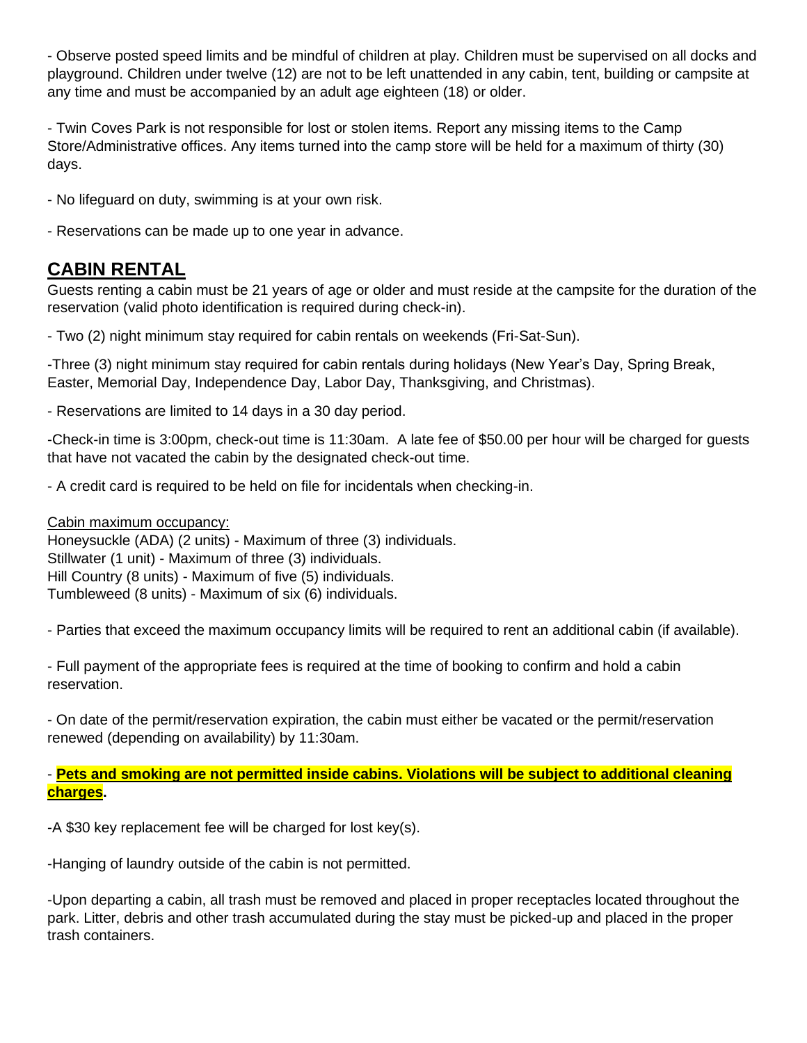- Observe posted speed limits and be mindful of children at play. Children must be supervised on all docks and playground. Children under twelve (12) are not to be left unattended in any cabin, tent, building or campsite at any time and must be accompanied by an adult age eighteen (18) or older.

- Twin Coves Park is not responsible for lost or stolen items. Report any missing items to the Camp Store/Administrative offices. Any items turned into the camp store will be held for a maximum of thirty (30) days.

- No lifeguard on duty, swimming is at your own risk.

- Reservations can be made up to one year in advance.

## CABIN RENTAL

Guests renting a cabin must be 21 years of age or older and must reside at the campsite for the duration of the reservation (valid photo identification is required during check-in).

- Two (2) night minimum stay required for cabin rentals on weekends (Fri-Sat-Sun).

-Three (3) night minimum stay required for cabin rentals during holidays (New Year's Day, Spring Break, Easter, Memorial Day, Independence Day, Labor Day, Thanksgiving, and Christmas).

- Reservations are limited to 14 days in a 30 day period.

-Check-in time is 3:00pm, check-out time is 11:30am. A late fee of $50.00 per hour will be charged for guests that have not vacated the cabin by the designated check-out time.

- A credit card is required to be held on file for incidentals when checking-in.

Cabin maximum occupancy:
Honeysuckle (ADA) (2 units) - Maximum of three (3) individuals.
Stillwater (1 unit) - Maximum of three (3) individuals.
Hill Country (8 units) - Maximum of five (5) individuals.
Tumbleweed (8 units) - Maximum of six (6) individuals.

- Parties that exceed the maximum occupancy limits will be required to rent an additional cabin (if available).

- Full payment of the appropriate fees is required at the time of booking to confirm and hold a cabin reservation.

- On date of the permit/reservation expiration, the cabin must either be vacated or the permit/reservation renewed (depending on availability) by 11:30am.

- **Pets and smoking are not permitted inside cabins. Violations will be subject to additional cleaning charges.**

-A $30 key replacement fee will be charged for lost key(s).

-Hanging of laundry outside of the cabin is not permitted.

-Upon departing a cabin, all trash must be removed and placed in proper receptacles located throughout the park. Litter, debris and other trash accumulated during the stay must be picked-up and placed in the proper trash containers.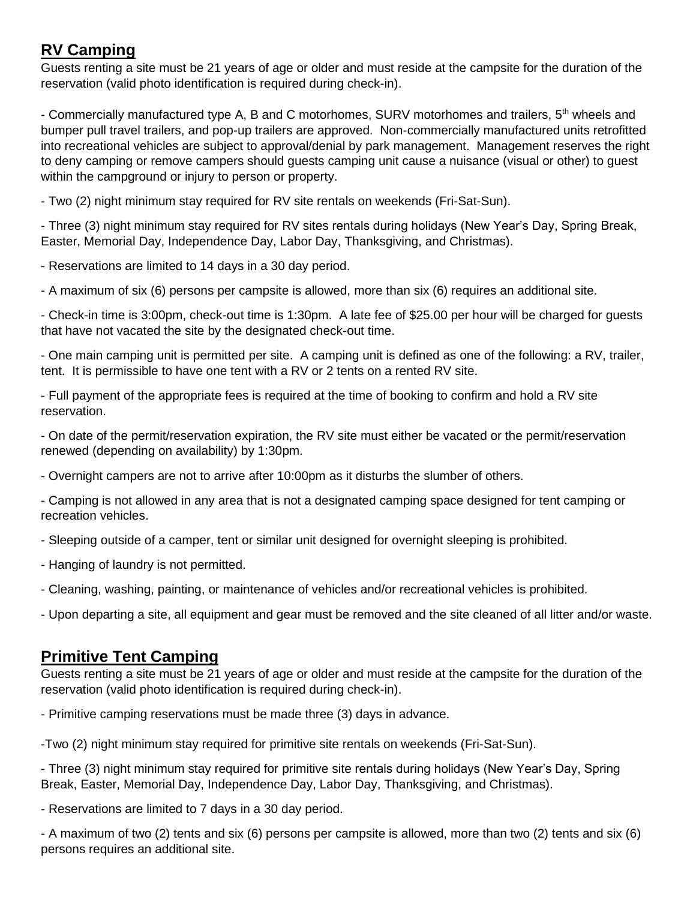## RV Camping

Guests renting a site must be 21 years of age or older and must reside at the campsite for the duration of the reservation (valid photo identification is required during check-in).

- Commercially manufactured type A, B and C motorhomes, SURV motorhomes and trailers, 5th wheels and bumper pull travel trailers, and pop-up trailers are approved. Non-commercially manufactured units retrofitted into recreational vehicles are subject to approval/denial by park management. Management reserves the right to deny camping or remove campers should guests camping unit cause a nuisance (visual or other) to guest within the campground or injury to person or property.

- Two (2) night minimum stay required for RV site rentals on weekends (Fri-Sat-Sun).

- Three (3) night minimum stay required for RV sites rentals during holidays (New Year's Day, Spring Break, Easter, Memorial Day, Independence Day, Labor Day, Thanksgiving, and Christmas).

- Reservations are limited to 14 days in a 30 day period.

- A maximum of six (6) persons per campsite is allowed, more than six (6) requires an additional site.

- Check-in time is 3:00pm, check-out time is 1:30pm. A late fee of $25.00 per hour will be charged for guests that have not vacated the site by the designated check-out time.

- One main camping unit is permitted per site. A camping unit is defined as one of the following: a RV, trailer, tent. It is permissible to have one tent with a RV or 2 tents on a rented RV site.

- Full payment of the appropriate fees is required at the time of booking to confirm and hold a RV site reservation.

- On date of the permit/reservation expiration, the RV site must either be vacated or the permit/reservation renewed (depending on availability) by 1:30pm.

- Overnight campers are not to arrive after 10:00pm as it disturbs the slumber of others.

- Camping is not allowed in any area that is not a designated camping space designed for tent camping or recreation vehicles.

- Sleeping outside of a camper, tent or similar unit designed for overnight sleeping is prohibited.

- Hanging of laundry is not permitted.

- Cleaning, washing, painting, or maintenance of vehicles and/or recreational vehicles is prohibited.

- Upon departing a site, all equipment and gear must be removed and the site cleaned of all litter and/or waste.

## Primitive Tent Camping

Guests renting a site must be 21 years of age or older and must reside at the campsite for the duration of the reservation (valid photo identification is required during check-in).

- Primitive camping reservations must be made three (3) days in advance.

- Two (2) night minimum stay required for primitive site rentals on weekends (Fri-Sat-Sun).

- Three (3) night minimum stay required for primitive site rentals during holidays (New Year's Day, Spring Break, Easter, Memorial Day, Independence Day, Labor Day, Thanksgiving, and Christmas).

- Reservations are limited to 7 days in a 30 day period.

- A maximum of two (2) tents and six (6) persons per campsite is allowed, more than two (2) tents and six (6) persons requires an additional site.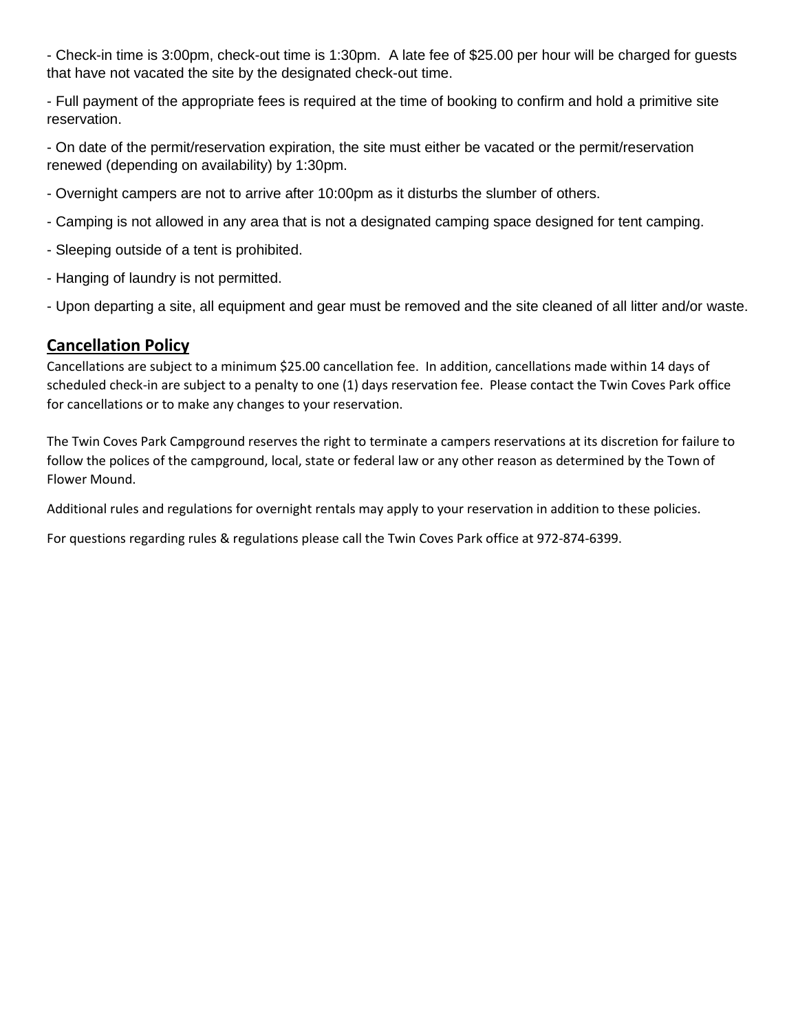- Check-in time is 3:00pm, check-out time is 1:30pm. A late fee of $25.00 per hour will be charged for guests that have not vacated the site by the designated check-out time.

- Full payment of the appropriate fees is required at the time of booking to confirm and hold a primitive site reservation.

- On date of the permit/reservation expiration, the site must either be vacated or the permit/reservation renewed (depending on availability) by 1:30pm.

- Overnight campers are not to arrive after 10:00pm as it disturbs the slumber of others.

- Camping is not allowed in any area that is not a designated camping space designed for tent camping.

- Sleeping outside of a tent is prohibited.

- Hanging of laundry is not permitted.

- Upon departing a site, all equipment and gear must be removed and the site cleaned of all litter and/or waste.

## Cancellation Policy

Cancellations are subject to a minimum $25.00 cancellation fee. In addition, cancellations made within 14 days of scheduled check-in are subject to a penalty to one (1) days reservation fee. Please contact the Twin Coves Park office for cancellations or to make any changes to your reservation.

The Twin Coves Park Campground reserves the right to terminate a campers reservations at its discretion for failure to follow the polices of the campground, local, state or federal law or any other reason as determined by the Town of Flower Mound.

Additional rules and regulations for overnight rentals may apply to your reservation in addition to these policies.

For questions regarding rules & regulations please call the Twin Coves Park office at 972-874-6399.